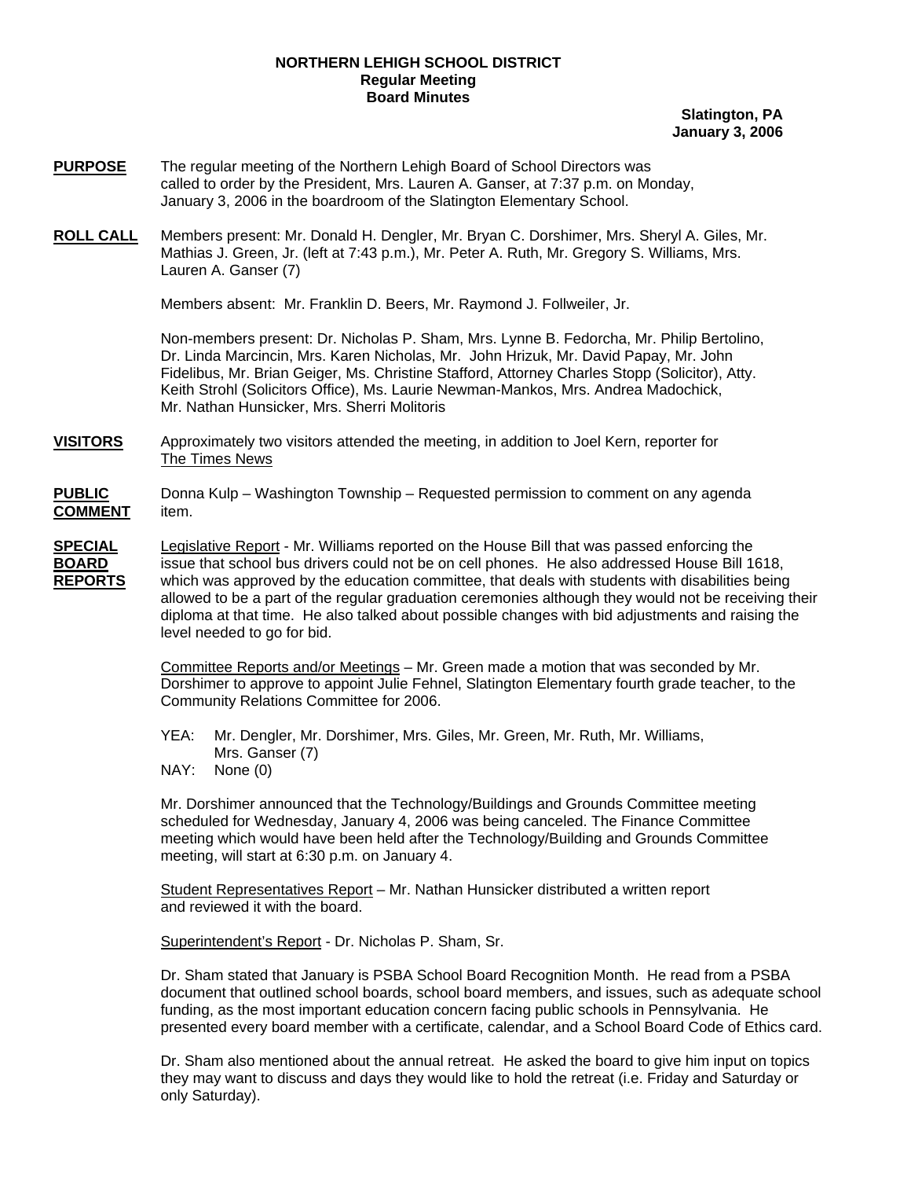**NORTHERN LEHIGH SCHOOL DISTRICT**
**Regular Meeting**
**Board Minutes**

**Slatington, PA**
**January 3, 2006**

**PURPOSE** The regular meeting of the Northern Lehigh Board of School Directors was called to order by the President, Mrs. Lauren A. Ganser, at 7:37 p.m. on Monday, January 3, 2006 in the boardroom of the Slatington Elementary School.

**ROLL CALL** Members present: Mr. Donald H. Dengler, Mr. Bryan C. Dorshimer, Mrs. Sheryl A. Giles, Mr. Mathias J. Green, Jr. (left at 7:43 p.m.), Mr. Peter A. Ruth, Mr. Gregory S. Williams, Mrs. Lauren A. Ganser (7)

Members absent: Mr. Franklin D. Beers, Mr. Raymond J. Follweiler, Jr.

Non-members present: Dr. Nicholas P. Sham, Mrs. Lynne B. Fedorcha, Mr. Philip Bertolino, Dr. Linda Marcincin, Mrs. Karen Nicholas, Mr. John Hrizuk, Mr. David Papay, Mr. John Fidelibus, Mr. Brian Geiger, Ms. Christine Stafford, Attorney Charles Stopp (Solicitor), Atty. Keith Strohl (Solicitors Office), Ms. Laurie Newman-Mankos, Mrs. Andrea Madochick, Mr. Nathan Hunsicker, Mrs. Sherri Molitoris

**VISITORS** Approximately two visitors attended the meeting, in addition to Joel Kern, reporter for The Times News

**PUBLIC COMMENT** Donna Kulp – Washington Township – Requested permission to comment on any agenda item.

**SPECIAL BOARD REPORTS** Legislative Report - Mr. Williams reported on the House Bill that was passed enforcing the issue that school bus drivers could not be on cell phones. He also addressed House Bill 1618, which was approved by the education committee, that deals with students with disabilities being allowed to be a part of the regular graduation ceremonies although they would not be receiving their diploma at that time. He also talked about possible changes with bid adjustments and raising the level needed to go for bid.

Committee Reports and/or Meetings – Mr. Green made a motion that was seconded by Mr. Dorshimer to approve to appoint Julie Fehnel, Slatington Elementary fourth grade teacher, to the Community Relations Committee for 2006.

YEA: Mr. Dengler, Mr. Dorshimer, Mrs. Giles, Mr. Green, Mr. Ruth, Mr. Williams, Mrs. Ganser (7)
NAY: None (0)

Mr. Dorshimer announced that the Technology/Buildings and Grounds Committee meeting scheduled for Wednesday, January 4, 2006 was being canceled. The Finance Committee meeting which would have been held after the Technology/Building and Grounds Committee meeting, will start at 6:30 p.m. on January 4.

Student Representatives Report – Mr. Nathan Hunsicker distributed a written report and reviewed it with the board.

Superintendent's Report - Dr. Nicholas P. Sham, Sr.

Dr. Sham stated that January is PSBA School Board Recognition Month. He read from a PSBA document that outlined school boards, school board members, and issues, such as adequate school funding, as the most important education concern facing public schools in Pennsylvania. He presented every board member with a certificate, calendar, and a School Board Code of Ethics card.

Dr. Sham also mentioned about the annual retreat. He asked the board to give him input on topics they may want to discuss and days they would like to hold the retreat (i.e. Friday and Saturday or only Saturday).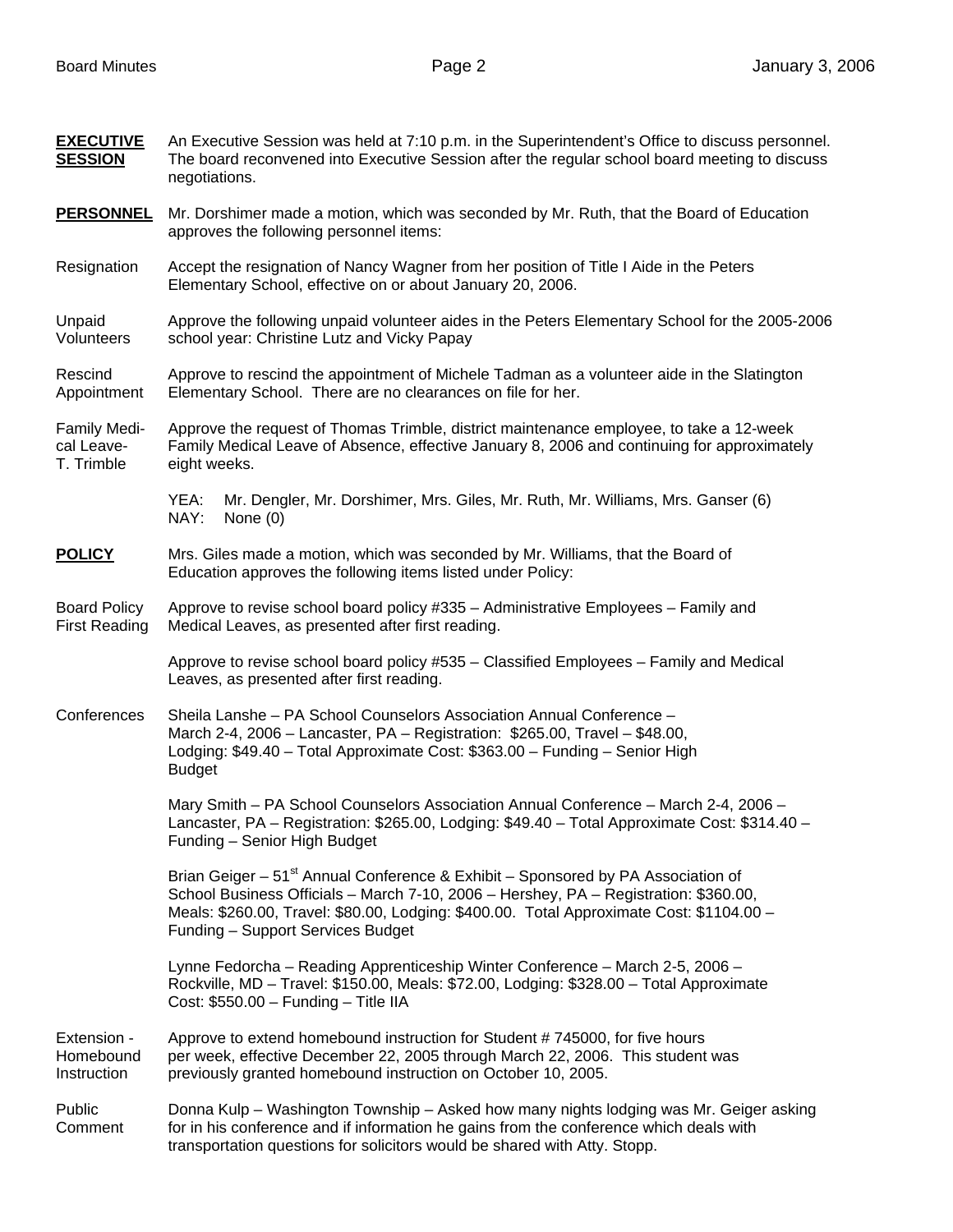**EXECUTIVE SESSION** An Executive Session was held at 7:10 p.m. in the Superintendent's Office to discuss personnel. The board reconvened into Executive Session after the regular school board meeting to discuss negotiations.

**PERSONNEL** Mr. Dorshimer made a motion, which was seconded by Mr. Ruth, that the Board of Education approves the following personnel items:

Resignation — Accept the resignation of Nancy Wagner from her position of Title I Aide in the Peters Elementary School, effective on or about January 20, 2006.

Unpaid Volunteers — Approve the following unpaid volunteer aides in the Peters Elementary School for the 2005-2006 school year: Christine Lutz and Vicky Papay

Rescind Appointment — Approve to rescind the appointment of Michele Tadman as a volunteer aide in the Slatington Elementary School. There are no clearances on file for her.

Family Medical Leave- T. Trimble — Approve the request of Thomas Trimble, district maintenance employee, to take a 12-week Family Medical Leave of Absence, effective January 8, 2006 and continuing for approximately eight weeks.

YEA: Mr. Dengler, Mr. Dorshimer, Mrs. Giles, Mr. Ruth, Mr. Williams, Mrs. Ganser (6)
NAY: None (0)

**POLICY** Mrs. Giles made a motion, which was seconded by Mr. Williams, that the Board of Education approves the following items listed under Policy:

Board Policy First Reading — Approve to revise school board policy #335 – Administrative Employees – Family and Medical Leaves, as presented after first reading.

Approve to revise school board policy #535 – Classified Employees – Family and Medical Leaves, as presented after first reading.

Conferences — Sheila Lanshe – PA School Counselors Association Annual Conference – March 2-4, 2006 – Lancaster, PA – Registration: $265.00, Travel – $48.00, Lodging: $49.40 – Total Approximate Cost: $363.00 – Funding – Senior High Budget

Mary Smith – PA School Counselors Association Annual Conference – March 2-4, 2006 – Lancaster, PA – Registration: $265.00, Lodging: $49.40 – Total Approximate Cost: $314.40 – Funding – Senior High Budget

Brian Geiger – 51st Annual Conference & Exhibit – Sponsored by PA Association of School Business Officials – March 7-10, 2006 – Hershey, PA – Registration: $360.00, Meals: $260.00, Travel: $80.00, Lodging: $400.00. Total Approximate Cost: $1104.00 – Funding – Support Services Budget

Lynne Fedorcha – Reading Apprenticeship Winter Conference – March 2-5, 2006 – Rockville, MD – Travel: $150.00, Meals: $72.00, Lodging: $328.00 – Total Approximate Cost: $550.00 – Funding – Title IIA

Extension - Homebound Instruction — Approve to extend homebound instruction for Student # 745000, for five hours per week, effective December 22, 2005 through March 22, 2006. This student was previously granted homebound instruction on October 10, 2005.

Public Comment — Donna Kulp – Washington Township – Asked how many nights lodging was Mr. Geiger asking for in his conference and if information he gains from the conference which deals with transportation questions for solicitors would be shared with Atty. Stopp.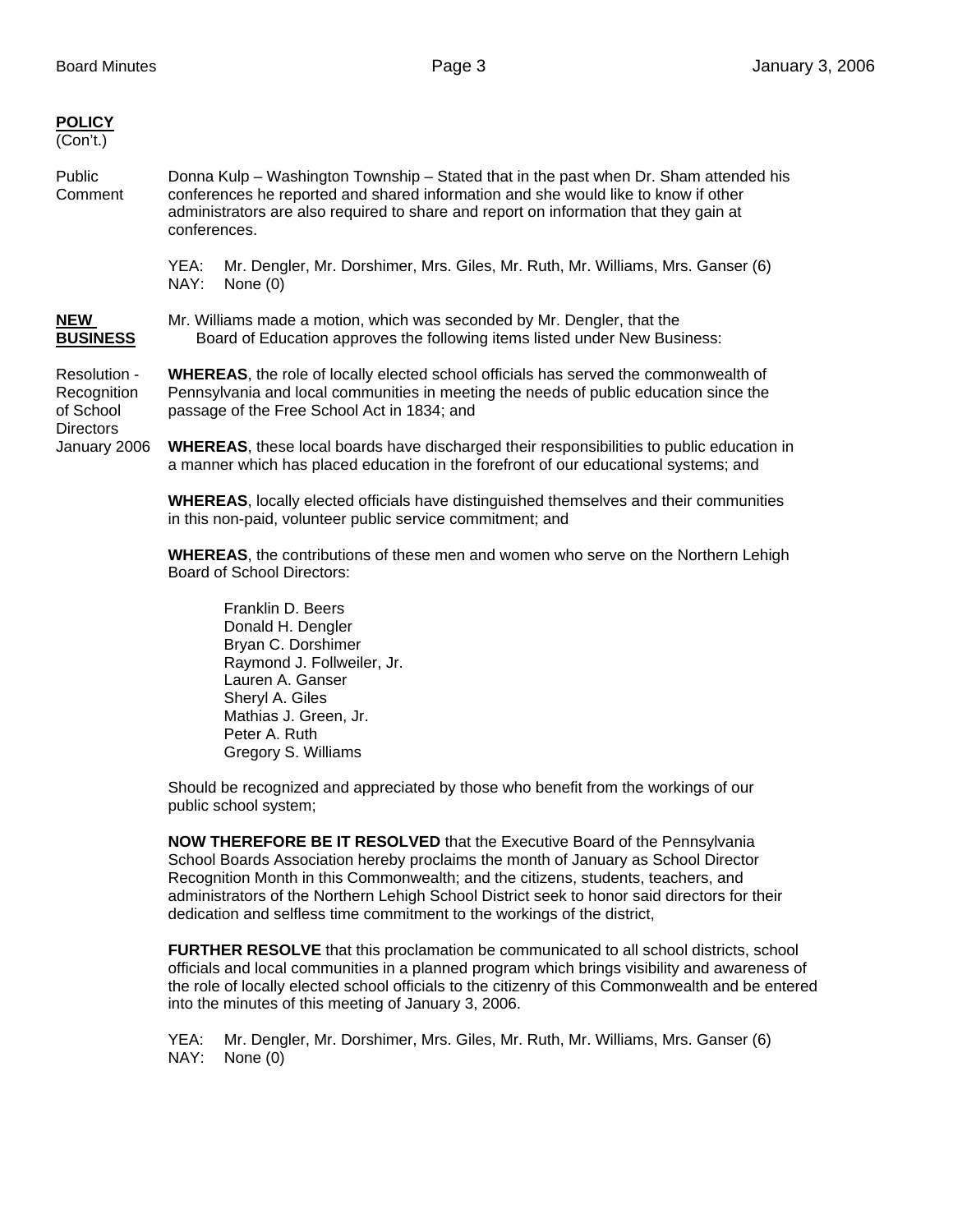**POLICY**
(Con't.)

Public Comment

Donna Kulp – Washington Township – Stated that in the past when Dr. Sham attended his conferences he reported and shared information and she would like to know if other administrators are also required to share and report on information that they gain at conferences.

YEA: Mr. Dengler, Mr. Dorshimer, Mrs. Giles, Mr. Ruth, Mr. Williams, Mrs. Ganser (6)
NAY: None (0)

**NEW BUSINESS**

Mr. Williams made a motion, which was seconded by Mr. Dengler, that the Board of Education approves the following items listed under New Business:

Resolution - Recognition of School Directors January 2006

**WHEREAS**, the role of locally elected school officials has served the commonwealth of Pennsylvania and local communities in meeting the needs of public education since the passage of the Free School Act in 1834; and

**WHEREAS**, these local boards have discharged their responsibilities to public education in a manner which has placed education in the forefront of our educational systems; and

**WHEREAS**, locally elected officials have distinguished themselves and their communities in this non-paid, volunteer public service commitment; and

**WHEREAS**, the contributions of these men and women who serve on the Northern Lehigh Board of School Directors:

Franklin D. Beers
Donald H. Dengler
Bryan C. Dorshimer
Raymond J. Follweiler, Jr.
Lauren A. Ganser
Sheryl A. Giles
Mathias J. Green, Jr.
Peter A. Ruth
Gregory S. Williams

Should be recognized and appreciated by those who benefit from the workings of our public school system;

**NOW THEREFORE BE IT RESOLVED** that the Executive Board of the Pennsylvania School Boards Association hereby proclaims the month of January as School Director Recognition Month in this Commonwealth; and the citizens, students, teachers, and administrators of the Northern Lehigh School District seek to honor said directors for their dedication and selfless time commitment to the workings of the district,

**FURTHER RESOLVE** that this proclamation be communicated to all school districts, school officials and local communities in a planned program which brings visibility and awareness of the role of locally elected school officials to the citizenry of this Commonwealth and be entered into the minutes of this meeting of January 3, 2006.

YEA: Mr. Dengler, Mr. Dorshimer, Mrs. Giles, Mr. Ruth, Mr. Williams, Mrs. Ganser (6)
NAY: None (0)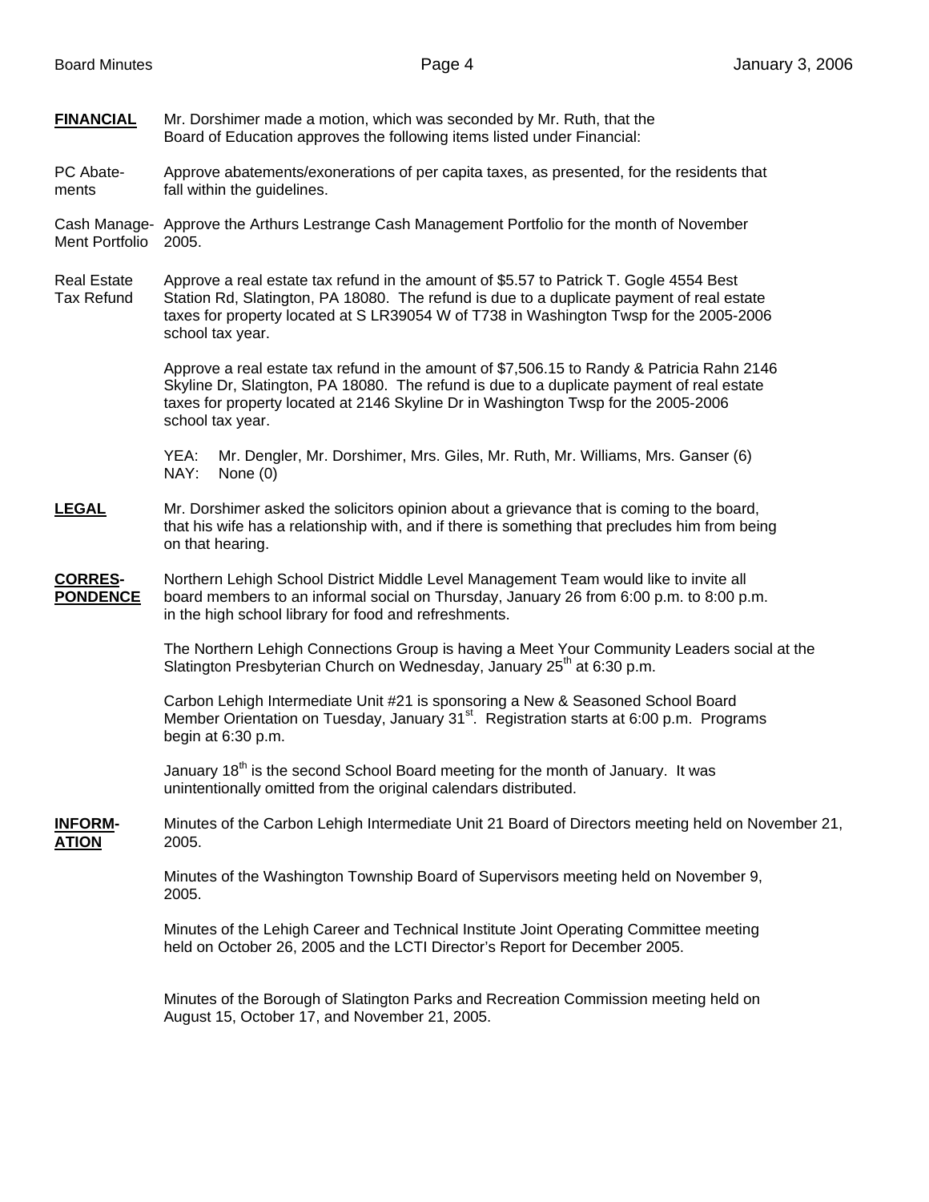**FINANCIAL** Mr. Dorshimer made a motion, which was seconded by Mr. Ruth, that the Board of Education approves the following items listed under Financial:

PC Abatements — Approve abatements/exonerations of per capita taxes, as presented, for the residents that fall within the guidelines.

Cash Management Portfolio — Approve the Arthurs Lestrange Cash Management Portfolio for the month of November 2005.

Real Estate Tax Refund — Approve a real estate tax refund in the amount of $5.57 to Patrick T. Gogle 4554 Best Station Rd, Slatington, PA 18080. The refund is due to a duplicate payment of real estate taxes for property located at S LR39054 W of T738 in Washington Twsp for the 2005-2006 school tax year.

Approve a real estate tax refund in the amount of $7,506.15 to Randy & Patricia Rahn 2146 Skyline Dr, Slatington, PA 18080. The refund is due to a duplicate payment of real estate taxes for property located at 2146 Skyline Dr in Washington Twsp for the 2005-2006 school tax year.

YEA: Mr. Dengler, Mr. Dorshimer, Mrs. Giles, Mr. Ruth, Mr. Williams, Mrs. Ganser (6)
NAY: None (0)

**LEGAL** Mr. Dorshimer asked the solicitors opinion about a grievance that is coming to the board, that his wife has a relationship with, and if there is something that precludes him from being on that hearing.

**CORRESPONDENCE** Northern Lehigh School District Middle Level Management Team would like to invite all board members to an informal social on Thursday, January 26 from 6:00 p.m. to 8:00 p.m. in the high school library for food and refreshments.

The Northern Lehigh Connections Group is having a Meet Your Community Leaders social at the Slatington Presbyterian Church on Wednesday, January 25th at 6:30 p.m.

Carbon Lehigh Intermediate Unit #21 is sponsoring a New & Seasoned School Board Member Orientation on Tuesday, January 31st. Registration starts at 6:00 p.m. Programs begin at 6:30 p.m.

January 18th is the second School Board meeting for the month of January. It was unintentionally omitted from the original calendars distributed.

**INFORMATION** Minutes of the Carbon Lehigh Intermediate Unit 21 Board of Directors meeting held on November 21, 2005.

Minutes of the Washington Township Board of Supervisors meeting held on November 9, 2005.

Minutes of the Lehigh Career and Technical Institute Joint Operating Committee meeting held on October 26, 2005 and the LCTI Director's Report for December 2005.

Minutes of the Borough of Slatington Parks and Recreation Commission meeting held on August 15, October 17, and November 21, 2005.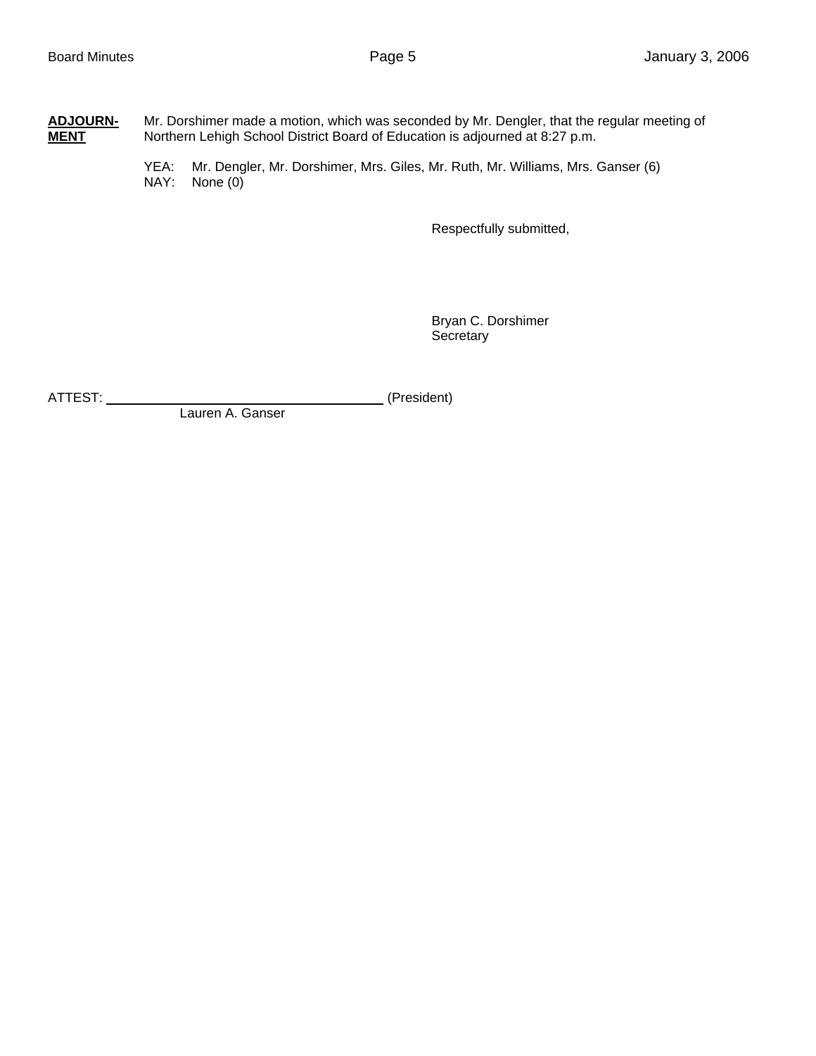**ADJOURN-MENT** Mr. Dorshimer made a motion, which was seconded by Mr. Dengler, that the regular meeting of Northern Lehigh School District Board of Education is adjourned at 8:27 p.m.

YEA: Mr. Dengler, Mr. Dorshimer, Mrs. Giles, Mr. Ruth, Mr. Williams, Mrs. Ganser (6)
NAY: None (0)

Respectfully submitted,

Bryan C. Dorshimer
Secretary

ATTEST: ______________________________ (President)
Lauren A. Ganser